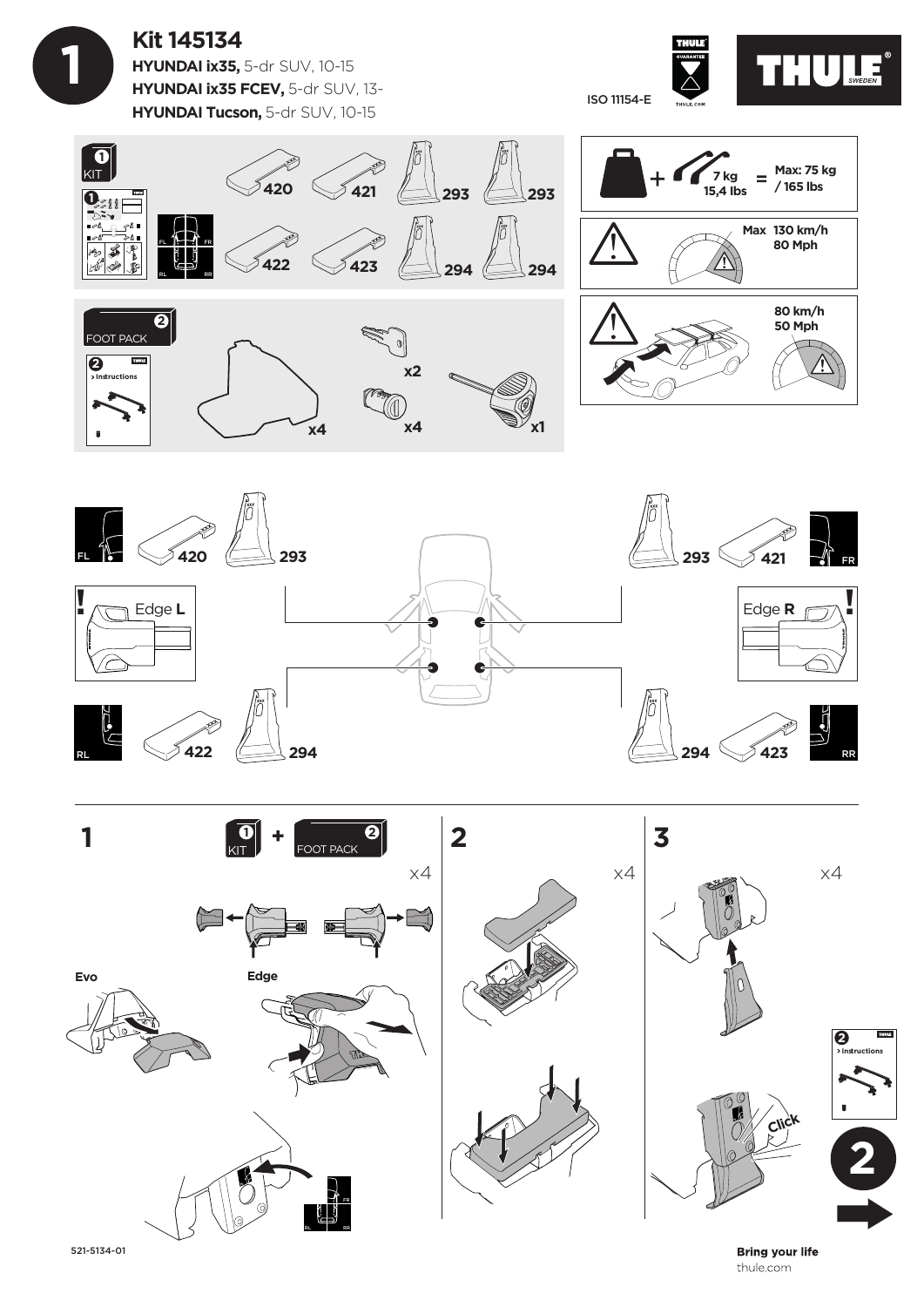# Kit 145134

**HYUNDAI ix35,** 5-dr SUV, 10-15
**HYUNDAI ix35 FCEV,** 5-dr SUV, 13-
**HYUNDAI Tucson,** 5-dr SUV, 10-15

ISO 11154-E

THULE GUARANTEE THULE.COM

THULE SWEDEN

KIT 1

FL FR RL RR

420 421 293 293

422 423 294 294

FOOT PACK 2

> Instructions

x4 x2 x4 x1

7 kg 15,4 lbs = Max: 75 kg / 165 lbs

Max 130 km/h 80 Mph

80 km/h 50 Mph

FL 420 293

293 421 FR

Edge **L**

Edge **R**

RL 422 294

294 423 RR

**1** KIT 1 + FOOT PACK 2

x4

Evo

Edge

**2**

x4

**3**

x4

Click

> Instructions

2

521-5134-01

**Bring your life**
thule.com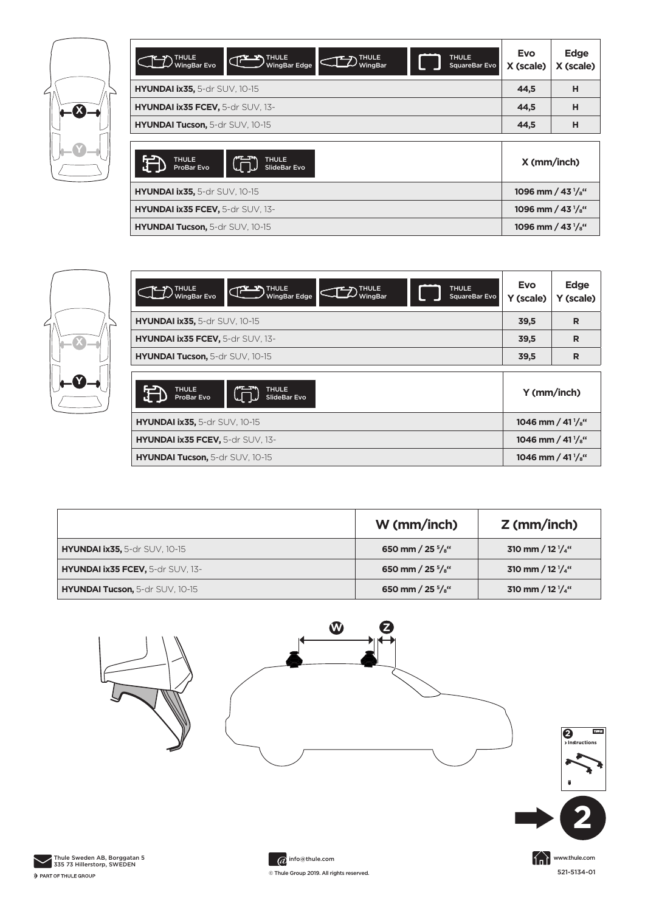| THULE WingBar Evo / THULE WingBar Edge / THULE WingBar / THULE SquareBar Evo | Evo X (scale) | Edge X (scale) |
|---|---|---|
| **HYUNDAI ix35,** 5-dr SUV, 10-15 | **44,5** | **H** |
| **HYUNDAI ix35 FCEV,** 5-dr SUV, 13- | **44,5** | **H** |
| **HYUNDAI Tucson,** 5-dr SUV, 10-15 | **44,5** | **H** |

| THULE ProBar Evo / THULE SlideBar Evo | X (mm/inch) |
|---|---|
| **HYUNDAI ix35,** 5-dr SUV, 10-15 | **1096 mm / 43 1/8“** |
| **HYUNDAI ix35 FCEV,** 5-dr SUV, 13- | **1096 mm / 43 1/8“** |
| **HYUNDAI Tucson,** 5-dr SUV, 10-15 | **1096 mm / 43 1/8“** |

| THULE WingBar Evo / THULE WingBar Edge / THULE WingBar / THULE SquareBar Evo | Evo Y (scale) | Edge Y (scale) |
|---|---|---|
| **HYUNDAI ix35,** 5-dr SUV, 10-15 | **39,5** | **R** |
| **HYUNDAI ix35 FCEV,** 5-dr SUV, 13- | **39,5** | **R** |
| **HYUNDAI Tucson,** 5-dr SUV, 10-15 | **39,5** | **R** |

| THULE ProBar Evo / THULE SlideBar Evo | Y (mm/inch) |
|---|---|
| **HYUNDAI ix35,** 5-dr SUV, 10-15 | **1046 mm / 41 1/8“** |
| **HYUNDAI ix35 FCEV,** 5-dr SUV, 13- | **1046 mm / 41 1/8“** |
| **HYUNDAI Tucson,** 5-dr SUV, 10-15 | **1046 mm / 41 1/8“** |

| | W (mm/inch) | Z (mm/inch) |
|---|---|---|
| **HYUNDAI ix35,** 5-dr SUV, 10-15 | **650 mm / 25 5/8“** | **310 mm / 12 1/4“** |
| **HYUNDAI ix35 FCEV,** 5-dr SUV, 13- | **650 mm / 25 5/8“** | **310 mm / 12 1/4“** |
| **HYUNDAI Tucson,** 5-dr SUV, 10-15 | **650 mm / 25 5/8“** | **310 mm / 12 1/4“** |

W

Z

2 > Instructions

2

Thule Sweden AB, Borggatan 5
335 73 Hillerstorp, SWEDEN

PART OF THULE GROUP

info@thule.com

© Thule Group 2019. All rights reserved.

www.thule.com

521-5134-01